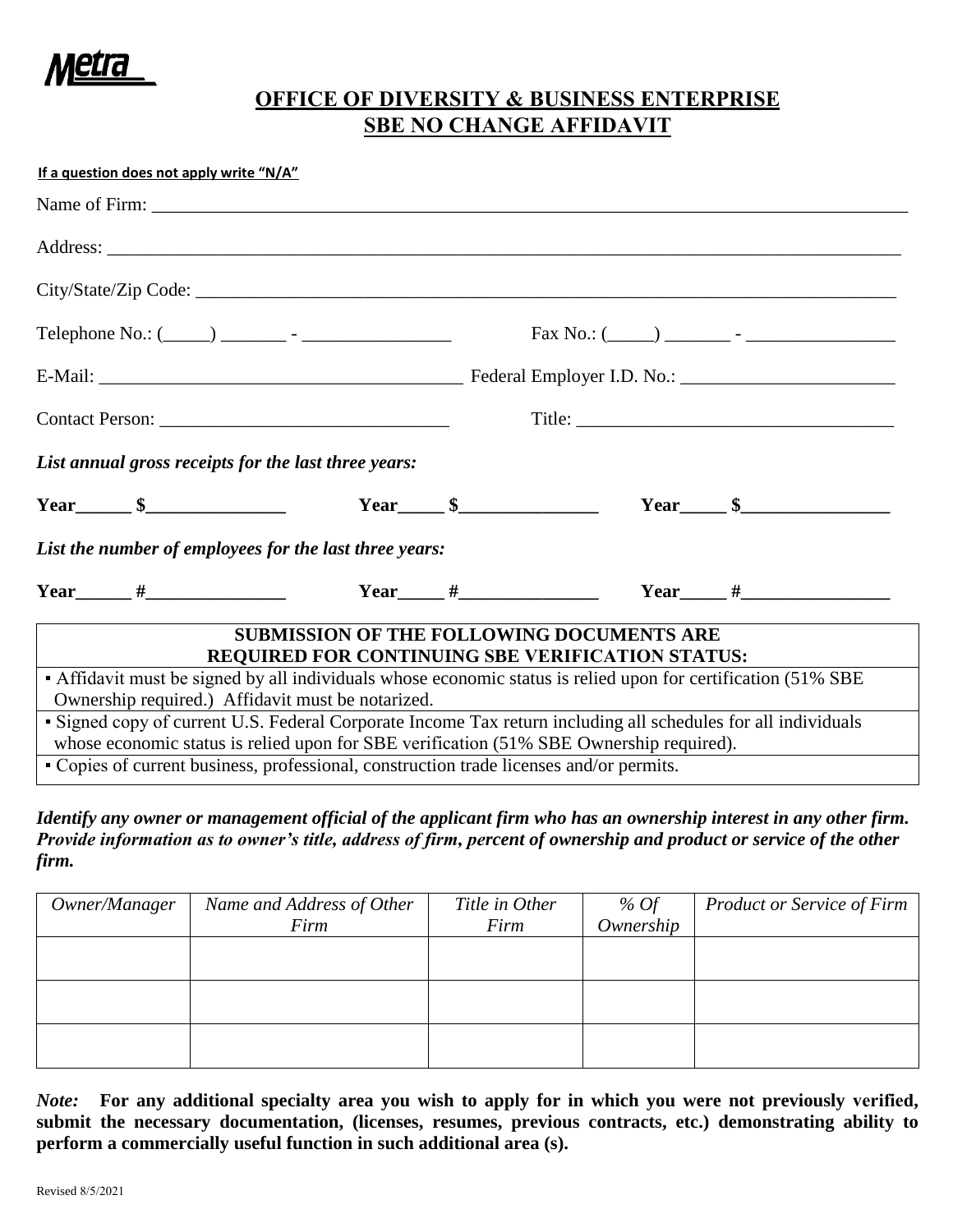Metra

## OFFICE OF DIVERSITY & BUSINESS ENTERPRISE
## SBE NO CHANGE AFFIDAVIT

**If a question does not apply write "N/A"**

Name of Firm: ___________________________________________________________________________

Address: _______________________________________________________________________________

City/State/Zip Code: ______________________________________________________________________

Telephone No.: (_____) _______ - ________________ Fax No.: (_____) _______ - ________________

E-Mail: ______________________________________ Federal Employer I.D. No.: _______________________

Contact Person: _____________________________ Title: __________________________________

***List annual gross receipts for the last three years:***

**Year______ $_______________ Year_____ $_______________ Year_____ $________________**

***List the number of employees for the last three years:***

**Year______ #_______________ Year_____ #_______________ Year_____ #________________**

| **SUBMISSION OF THE FOLLOWING DOCUMENTS ARE REQUIRED FOR CONTINUING SBE VERIFICATION STATUS:** |
|---|
| ▪ Affidavit must be signed by all individuals whose economic status is relied upon for certification (51% SBE Ownership required.) Affidavit must be notarized. |
| ▪ Signed copy of current U.S. Federal Corporate Income Tax return including all schedules for all individuals whose economic status is relied upon for SBE verification (51% SBE Ownership required). |
| ▪ Copies of current business, professional, construction trade licenses and/or permits. |

***Identify any owner or management official of the applicant firm who has an ownership interest in any other firm. Provide information as to owner's title, address of firm, percent of ownership and product or service of the other firm.***

| *Owner/Manager* | *Name and Address of Other Firm* | *Title in Other Firm* | *% Of Ownership* | *Product or Service of Firm* |
|---|---|---|---|---|
| | | | | |
| | | | | |
| | | | | |

*Note:* **For any additional specialty area you wish to apply for in which you were not previously verified, submit the necessary documentation, (licenses, resumes, previous contracts, etc.) demonstrating ability to perform a commercially useful function in such additional area (s).**

Revised 8/5/2021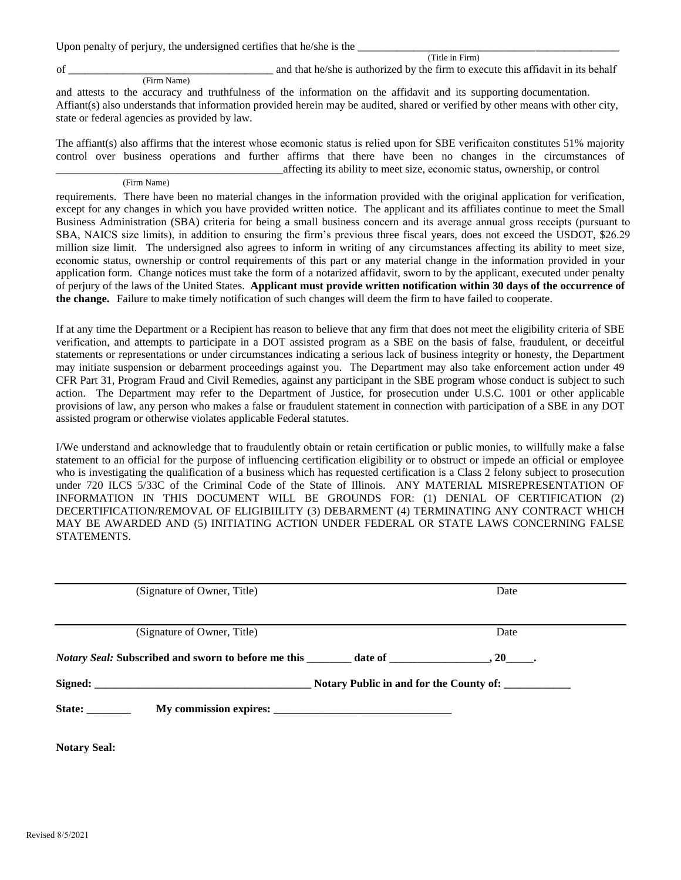Upon penalty of perjury, the undersigned certifies that he/she is the \_\_\_\_\_\_\_\_\_\_\_\_\_\_\_\_\_\_\_\_\_\_\_\_\_\_\_\_\_\_\_\_\_\_\_\_\_\_\_\_\_\_\_\_\_\_\_\_
(Title in Firm)

of \_\_\_\_\_\_\_\_\_\_\_\_\_\_\_\_\_\_\_\_\_\_\_\_\_\_\_\_\_\_\_\_\_\_\_\_\_\_ and that he/she is authorized by the firm to execute this affidavit in its behalf
(Firm Name)

and attests to the accuracy and truthfulness of the information on the affidavit and its supporting documentation. Affiant(s) also understands that information provided herein may be audited, shared or verified by other means with other city, state or federal agencies as provided by law.

The affiant(s) also affirms that the interest whose ecomonic status is relied upon for SBE verificaiton constitutes 51% majority control over business operations and further affirms that there have been no changes in the circumstances of \_\_\_\_\_\_\_\_\_\_\_\_\_\_\_\_\_\_\_\_\_\_\_\_\_\_\_\_\_\_\_\_\_\_\_\_\_\_\_\_\_\_\_affecting its ability to meet size, economic status, ownership, or control
(Firm Name)

requirements. There have been no material changes in the information provided with the original application for verification, except for any changes in which you have provided written notice. The applicant and its affiliates continue to meet the Small Business Administration (SBA) criteria for being a small business concern and its average annual gross receipts (pursuant to SBA, NAICS size limits), in addition to ensuring the firm's previous three fiscal years, does not exceed the USDOT, $26.29 million size limit. The undersigned also agrees to inform in writing of any circumstances affecting its ability to meet size, economic status, ownership or control requirements of this part or any material change in the information provided in your application form. Change notices must take the form of a notarized affidavit, sworn to by the applicant, executed under penalty of perjury of the laws of the United States. **Applicant must provide written notification within 30 days of the occurrence of the change.** Failure to make timely notification of such changes will deem the firm to have failed to cooperate.

If at any time the Department or a Recipient has reason to believe that any firm that does not meet the eligibility criteria of SBE verification, and attempts to participate in a DOT assisted program as a SBE on the basis of false, fraudulent, or deceitful statements or representations or under circumstances indicating a serious lack of business integrity or honesty, the Department may initiate suspension or debarment proceedings against you. The Department may also take enforcement action under 49 CFR Part 31, Program Fraud and Civil Remedies, against any participant in the SBE program whose conduct is subject to such action. The Department may refer to the Department of Justice, for prosecution under U.S.C. 1001 or other applicable provisions of law, any person who makes a false or fraudulent statement in connection with participation of a SBE in any DOT assisted program or otherwise violates applicable Federal statutes.

I/We understand and acknowledge that to fraudulently obtain or retain certification or public monies, to willfully make a false statement to an official for the purpose of influencing certification eligibility or to obstruct or impede an official or employee who is investigating the qualification of a business which has requested certification is a Class 2 felony subject to prosecution under 720 ILCS 5/33C of the Criminal Code of the State of Illinois. ANY MATERIAL MISREPRESENTATION OF INFORMATION IN THIS DOCUMENT WILL BE GROUNDS FOR: (1) DENIAL OF CERTIFICATION (2) DECERTIFICATION/REMOVAL OF ELIGIBIILITY (3) DEBARMENT (4) TERMINATING ANY CONTRACT WHICH MAY BE AWARDED AND (5) INITIATING ACTION UNDER FEDERAL OR STATE LAWS CONCERNING FALSE STATEMENTS.

\_\_\_\_\_\_\_\_\_\_\_\_\_\_\_\_\_\_\_\_\_\_\_\_\_\_\_\_\_\_\_\_\_\_\_\_\_\_\_\_\_\_\_\_\_\_\_\_\_\_\_\_\_\_\_\_\_\_\_\_\_\_\_\_\_\_\_\_\_\_\_\_
(Signature of Owner, Title) Date

\_\_\_\_\_\_\_\_\_\_\_\_\_\_\_\_\_\_\_\_\_\_\_\_\_\_\_\_\_\_\_\_\_\_\_\_\_\_\_\_\_\_\_\_\_\_\_\_\_\_\_\_\_\_\_\_\_\_\_\_\_\_\_\_\_\_\_\_\_\_\_\_
(Signature of Owner, Title) Date

***Notary Seal:* Subscribed and sworn to before me this \_\_\_\_\_\_\_\_ date of \_\_\_\_\_\_\_\_\_\_\_\_\_\_\_\_\_\_, 20\_\_\_\_\_.**

**Signed: \_\_\_\_\_\_\_\_\_\_\_\_\_\_\_\_\_\_\_\_\_\_\_\_\_\_\_\_\_\_\_\_\_\_\_\_\_\_\_ Notary Public in and for the County of: \_\_\_\_\_\_\_\_\_\_\_\_**

**State: \_\_\_\_\_\_\_\_ My commission expires: \_\_\_\_\_\_\_\_\_\_\_\_\_\_\_\_\_\_\_\_\_\_\_\_\_\_\_\_\_\_\_\_**

**Notary Seal:**

Revised 8/5/2021